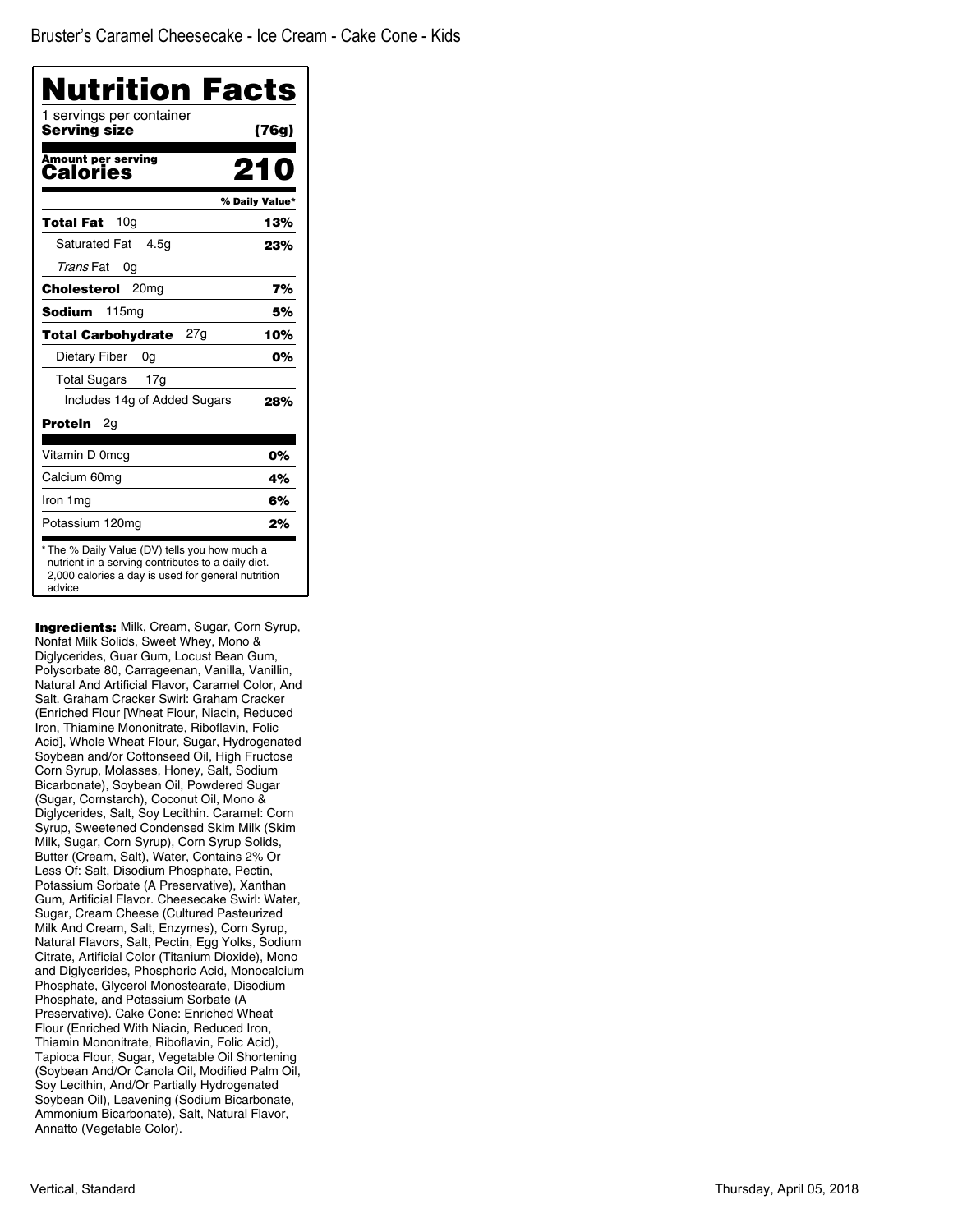Bruster's Caramel Cheesecake - Ice Cream - Cake Cone - Kids

# Nutrition Facts

1 servings per container
**Serving size** **(76g)**

**Amount per serving**
**Calories** **210**

| | % Daily Value* |
|---|---|
| **Total Fat** 10g | **13%** |
| Saturated Fat 4.5g | **23%** |
| *Trans* Fat 0g | |
| **Cholesterol** 20mg | **7%** |
| **Sodium** 115mg | **5%** |
| **Total Carbohydrate** 27g | **10%** |
| Dietary Fiber 0g | **0%** |
| Total Sugars 17g | |
| Includes 14g of Added Sugars | **28%** |
| **Protein** 2g | |
| Vitamin D 0mcg | **0%** |
| Calcium 60mg | **4%** |
| Iron 1mg | **6%** |
| Potassium 120mg | **2%** |

* The % Daily Value (DV) tells you how much a nutrient in a serving contributes to a daily diet. 2,000 calories a day is used for general nutrition advice

**Ingredients:** Milk, Cream, Sugar, Corn Syrup, Nonfat Milk Solids, Sweet Whey, Mono & Diglycerides, Guar Gum, Locust Bean Gum, Polysorbate 80, Carrageenan, Vanilla, Vanillin, Natural And Artificial Flavor, Caramel Color, And Salt. Graham Cracker Swirl: Graham Cracker (Enriched Flour [Wheat Flour, Niacin, Reduced Iron, Thiamine Mononitrate, Riboflavin, Folic Acid], Whole Wheat Flour, Sugar, Hydrogenated Soybean and/or Cottonseed Oil, High Fructose Corn Syrup, Molasses, Honey, Salt, Sodium Bicarbonate), Soybean Oil, Powdered Sugar (Sugar, Cornstarch), Coconut Oil, Mono & Diglycerides, Salt, Soy Lecithin. Caramel: Corn Syrup, Sweetened Condensed Skim Milk (Skim Milk, Sugar, Corn Syrup), Corn Syrup Solids, Butter (Cream, Salt), Water, Contains 2% Or Less Of: Salt, Disodium Phosphate, Pectin, Potassium Sorbate (A Preservative), Xanthan Gum, Artificial Flavor. Cheesecake Swirl: Water, Sugar, Cream Cheese (Cultured Pasteurized Milk And Cream, Salt, Enzymes), Corn Syrup, Natural Flavors, Salt, Pectin, Egg Yolks, Sodium Citrate, Artificial Color (Titanium Dioxide), Mono and Diglycerides, Phosphoric Acid, Monocalcium Phosphate, Glycerol Monostearate, Disodium Phosphate, and Potassium Sorbate (A Preservative). Cake Cone: Enriched Wheat Flour (Enriched With Niacin, Reduced Iron, Thiamin Mononitrate, Riboflavin, Folic Acid), Tapioca Flour, Sugar, Vegetable Oil Shortening (Soybean And/Or Canola Oil, Modified Palm Oil, Soy Lecithin, And/Or Partially Hydrogenated Soybean Oil), Leavening (Sodium Bicarbonate, Ammonium Bicarbonate), Salt, Natural Flavor, Annatto (Vegetable Color).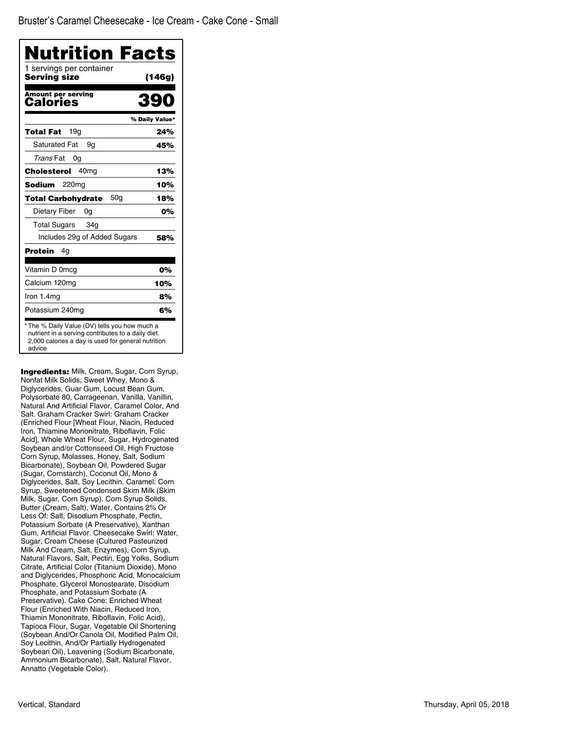Bruster's Caramel Cheesecake - Ice Cream - Cake Cone - Small

# Nutrition Facts

1 servings per container

**Serving size** **(146g)**

| **Amount per serving** | |
|---|---|
| **Calories** | **390** |
| | **% Daily Value*** |
| **Total Fat** 19g | **24%** |
| Saturated Fat 9g | **45%** |
| *Trans* Fat 0g | |
| **Cholesterol** 40mg | **13%** |
| **Sodium** 220mg | **10%** |
| **Total Carbohydrate** 50g | **18%** |
| Dietary Fiber 0g | **0%** |
| Total Sugars 34g | |
| Includes 29g of Added Sugars | **58%** |
| **Protein** 4g | |
| Vitamin D 0mcg | 0% |
| Calcium 120mg | 10% |
| Iron 1.4mg | 8% |
| Potassium 240mg | 6% |

* The % Daily Value (DV) tells you how much a nutrient in a serving contributes to a daily diet. 2,000 calories a day is used for general nutrition advice

**Ingredients:** Milk, Cream, Sugar, Corn Syrup, Nonfat Milk Solids, Sweet Whey, Mono & Diglycerides, Guar Gum, Locust Bean Gum, Polysorbate 80, Carrageenan, Vanilla, Vanillin, Natural And Artificial Flavor, Caramel Color, And Salt. Graham Cracker Swirl: Graham Cracker (Enriched Flour [Wheat Flour, Niacin, Reduced Iron, Thiamine Mononitrate, Riboflavin, Folic Acid], Whole Wheat Flour, Sugar, Hydrogenated Soybean and/or Cottonseed Oil, High Fructose Corn Syrup, Molasses, Honey, Salt, Sodium Bicarbonate), Soybean Oil, Powdered Sugar (Sugar, Cornstarch), Coconut Oil, Mono & Diglycerides, Salt, Soy Lecithin. Caramel: Corn Syrup, Sweetened Condensed Skim Milk (Skim Milk, Sugar, Corn Syrup), Corn Syrup Solids, Butter (Cream, Salt), Water, Contains 2% Or Less Of: Salt, Disodium Phosphate, Pectin, Potassium Sorbate (A Preservative), Xanthan Gum, Artificial Flavor. Cheesecake Swirl: Water, Sugar, Cream Cheese (Cultured Pasteurized Milk And Cream, Salt, Enzymes), Corn Syrup, Natural Flavors, Salt, Pectin, Egg Yolks, Sodium Citrate, Artificial Color (Titanium Dioxide), Mono and Diglycerides, Phosphoric Acid, Monocalcium Phosphate, Glycerol Monostearate, Disodium Phosphate, and Potassium Sorbate (A Preservative). Cake Cone: Enriched Wheat Flour (Enriched With Niacin, Reduced Iron, Thiamin Mononitrate, Riboflavin, Folic Acid), Tapioca Flour, Sugar, Vegetable Oil Shortening (Soybean And/Or Canola Oil, Modified Palm Oil, Soy Lecithin, And/Or Partially Hydrogenated Soybean Oil), Leavening (Sodium Bicarbonate, Ammonium Bicarbonate), Salt, Natural Flavor, Annatto (Vegetable Color).

Vertical, Standard

Thursday, April 05, 2018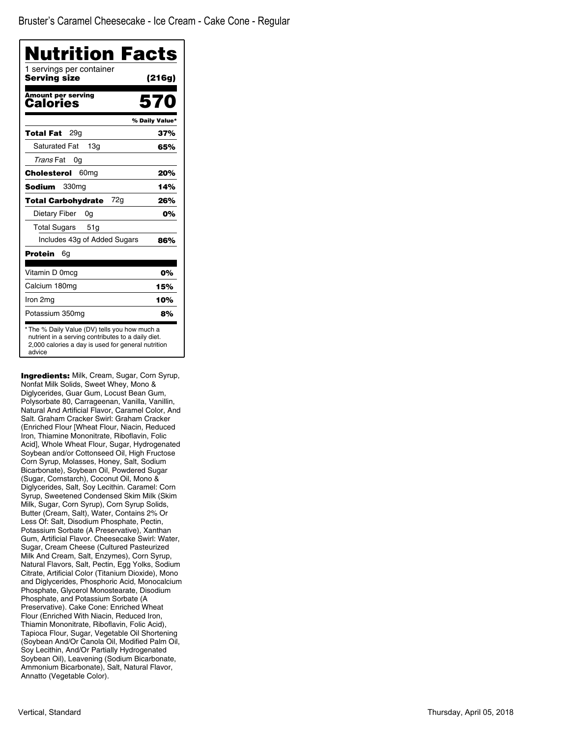Bruster's Caramel Cheesecake - Ice Cream - Cake Cone - Regular

# Nutrition Facts

1 servings per container

**Serving size** **(216g)**

**Amount per serving**

**Calories** **570**

| | % Daily Value* |
|---|---|
| **Total Fat** 29g | **37%** |
| Saturated Fat 13g | **65%** |
| *Trans* Fat 0g | |
| **Cholesterol** 60mg | **20%** |
| **Sodium** 330mg | **14%** |
| **Total Carbohydrate** 72g | **26%** |
| Dietary Fiber 0g | **0%** |
| Total Sugars 51g | |
| Includes 43g of Added Sugars | **86%** |
| **Protein** 6g | |
| Vitamin D 0mcg | **0%** |
| Calcium 180mg | **15%** |
| Iron 2mg | **10%** |
| Potassium 350mg | **8%** |

* The % Daily Value (DV) tells you how much a nutrient in a serving contributes to a daily diet. 2,000 calories a day is used for general nutrition advice

**Ingredients:** Milk, Cream, Sugar, Corn Syrup, Nonfat Milk Solids, Sweet Whey, Mono & Diglycerides, Guar Gum, Locust Bean Gum, Polysorbate 80, Carrageenan, Vanilla, Vanillin, Natural And Artificial Flavor, Caramel Color, And Salt. Graham Cracker Swirl: Graham Cracker (Enriched Flour [Wheat Flour, Niacin, Reduced Iron, Thiamine Mononitrate, Riboflavin, Folic Acid], Whole Wheat Flour, Sugar, Hydrogenated Soybean and/or Cottonseed Oil, High Fructose Corn Syrup, Molasses, Honey, Salt, Sodium Bicarbonate), Soybean Oil, Powdered Sugar (Sugar, Cornstarch), Coconut Oil, Mono & Diglycerides, Salt, Soy Lecithin. Caramel: Corn Syrup, Sweetened Condensed Skim Milk (Skim Milk, Sugar, Corn Syrup), Corn Syrup Solids, Butter (Cream, Salt), Water, Contains 2% Or Less Of: Salt, Disodium Phosphate, Pectin, Potassium Sorbate (A Preservative), Xanthan Gum, Artificial Flavor. Cheesecake Swirl: Water, Sugar, Cream Cheese (Cultured Pasteurized Milk And Cream, Salt, Enzymes), Corn Syrup, Natural Flavors, Salt, Pectin, Egg Yolks, Sodium Citrate, Artificial Color (Titanium Dioxide), Mono and Diglycerides, Phosphoric Acid, Monocalcium Phosphate, Glycerol Monostearate, Disodium Phosphate, and Potassium Sorbate (A Preservative). Cake Cone: Enriched Wheat Flour (Enriched With Niacin, Reduced Iron, Thiamin Mononitrate, Riboflavin, Folic Acid), Tapioca Flour, Sugar, Vegetable Oil Shortening (Soybean And/Or Canola Oil, Modified Palm Oil, Soy Lecithin, And/Or Partially Hydrogenated Soybean Oil), Leavening (Sodium Bicarbonate, Ammonium Bicarbonate), Salt, Natural Flavor, Annatto (Vegetable Color).

Vertical, Standard

Thursday, April 05, 2018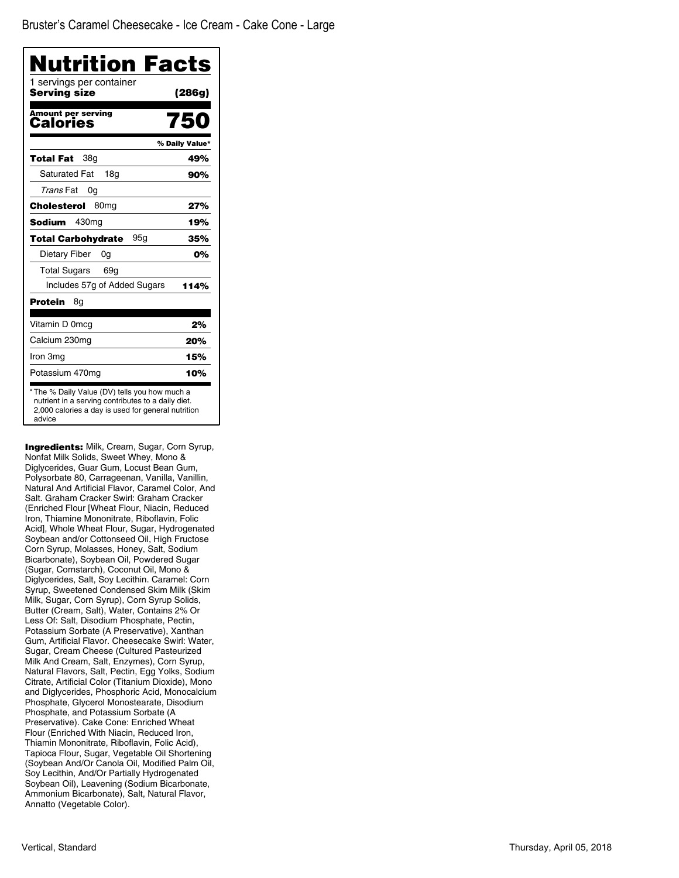Bruster's Caramel Cheesecake - Ice Cream - Cake Cone - Large

# Nutrition Facts

1 servings per container

**Serving size** **(286g)**

**Amount per serving**

**Calories** **750**

| | % Daily Value* |
|---|---|
| **Total Fat** 38g | **49%** |
| Saturated Fat 18g | **90%** |
| *Trans* Fat 0g | |
| **Cholesterol** 80mg | **27%** |
| **Sodium** 430mg | **19%** |
| **Total Carbohydrate** 95g | **35%** |
| Dietary Fiber 0g | **0%** |
| Total Sugars 69g | |
| Includes 57g of Added Sugars | **114%** |
| **Protein** 8g | |
| Vitamin D 0mcg | **2%** |
| Calcium 230mg | **20%** |
| Iron 3mg | **15%** |
| Potassium 470mg | **10%** |

* The % Daily Value (DV) tells you how much a nutrient in a serving contributes to a daily diet. 2,000 calories a day is used for general nutrition advice

**Ingredients:** Milk, Cream, Sugar, Corn Syrup, Nonfat Milk Solids, Sweet Whey, Mono & Diglycerides, Guar Gum, Locust Bean Gum, Polysorbate 80, Carrageenan, Vanilla, Vanillin, Natural And Artificial Flavor, Caramel Color, And Salt. Graham Cracker Swirl: Graham Cracker (Enriched Flour [Wheat Flour, Niacin, Reduced Iron, Thiamine Mononitrate, Riboflavin, Folic Acid], Whole Wheat Flour, Sugar, Hydrogenated Soybean and/or Cottonseed Oil, High Fructose Corn Syrup, Molasses, Honey, Salt, Sodium Bicarbonate), Soybean Oil, Powdered Sugar (Sugar, Cornstarch), Coconut Oil, Mono & Diglycerides, Salt, Soy Lecithin. Caramel: Corn Syrup, Sweetened Condensed Skim Milk (Skim Milk, Sugar, Corn Syrup), Corn Syrup Solids, Butter (Cream, Salt), Water, Contains 2% Or Less Of: Salt, Disodium Phosphate, Pectin, Potassium Sorbate (A Preservative), Xanthan Gum, Artificial Flavor. Cheesecake Swirl: Water, Sugar, Cream Cheese (Cultured Pasteurized Milk And Cream, Salt, Enzymes), Corn Syrup, Natural Flavors, Salt, Pectin, Egg Yolks, Sodium Citrate, Artificial Color (Titanium Dioxide), Mono and Diglycerides, Phosphoric Acid, Monocalcium Phosphate, Glycerol Monostearate, Disodium Phosphate, and Potassium Sorbate (A Preservative). Cake Cone: Enriched Wheat Flour (Enriched With Niacin, Reduced Iron, Thiamin Mononitrate, Riboflavin, Folic Acid), Tapioca Flour, Sugar, Vegetable Oil Shortening (Soybean And/Or Canola Oil, Modified Palm Oil, Soy Lecithin, And/Or Partially Hydrogenated Soybean Oil), Leavening (Sodium Bicarbonate, Ammonium Bicarbonate), Salt, Natural Flavor, Annatto (Vegetable Color).

Vertical, Standard

Thursday, April 05, 2018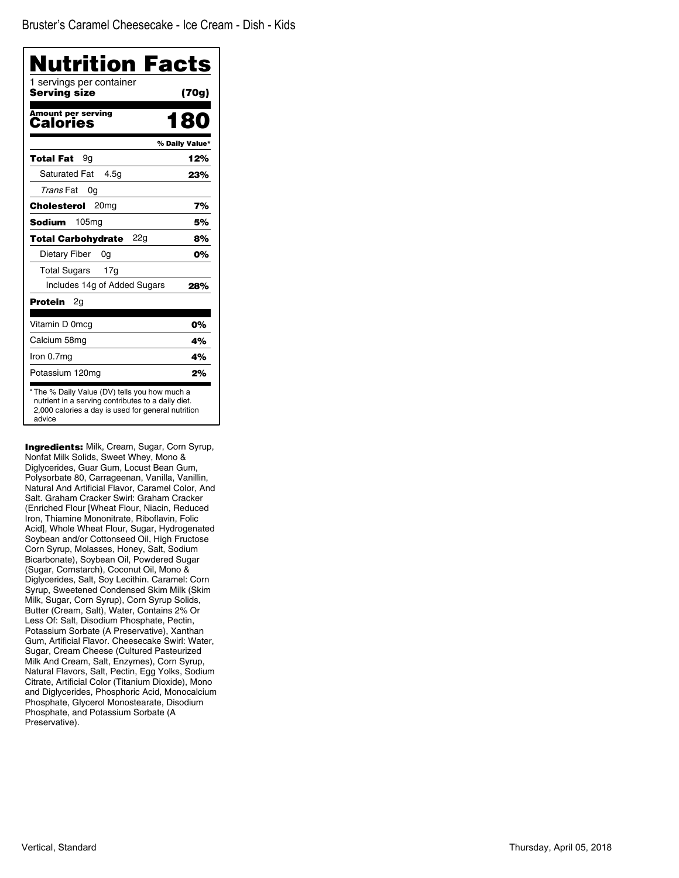Bruster's Caramel Cheesecake - Ice Cream - Dish - Kids

# Nutrition Facts

1 servings per container

**Serving size** **(70g)**

**Amount per serving**

**Calories** **180**

| | % Daily Value* |
|---|---|
| **Total Fat** 9g | **12%** |
| Saturated Fat 4.5g | **23%** |
| *Trans* Fat 0g | |
| **Cholesterol** 20mg | **7%** |
| **Sodium** 105mg | **5%** |
| **Total Carbohydrate** 22g | **8%** |
| Dietary Fiber 0g | **0%** |
| Total Sugars 17g | |
| Includes 14g of Added Sugars | **28%** |
| **Protein** 2g | |
| Vitamin D 0mcg | **0%** |
| Calcium 58mg | **4%** |
| Iron 0.7mg | **4%** |
| Potassium 120mg | **2%** |

* The % Daily Value (DV) tells you how much a nutrient in a serving contributes to a daily diet. 2,000 calories a day is used for general nutrition advice

**Ingredients:** Milk, Cream, Sugar, Corn Syrup, Nonfat Milk Solids, Sweet Whey, Mono & Diglycerides, Guar Gum, Locust Bean Gum, Polysorbate 80, Carrageenan, Vanilla, Vanillin, Natural And Artificial Flavor, Caramel Color, And Salt. Graham Cracker Swirl: Graham Cracker (Enriched Flour [Wheat Flour, Niacin, Reduced Iron, Thiamine Mononitrate, Riboflavin, Folic Acid], Whole Wheat Flour, Sugar, Hydrogenated Soybean and/or Cottonseed Oil, High Fructose Corn Syrup, Molasses, Honey, Salt, Sodium Bicarbonate), Soybean Oil, Powdered Sugar (Sugar, Cornstarch), Coconut Oil, Mono & Diglycerides, Salt, Soy Lecithin. Caramel: Corn Syrup, Sweetened Condensed Skim Milk (Skim Milk, Sugar, Corn Syrup), Corn Syrup Solids, Butter (Cream, Salt), Water, Contains 2% Or Less Of: Salt, Disodium Phosphate, Pectin, Potassium Sorbate (A Preservative), Xanthan Gum, Artificial Flavor. Cheesecake Swirl: Water, Sugar, Cream Cheese (Cultured Pasteurized Milk And Cream, Salt, Enzymes), Corn Syrup, Natural Flavors, Salt, Pectin, Egg Yolks, Sodium Citrate, Artificial Color (Titanium Dioxide), Mono and Diglycerides, Phosphoric Acid, Monocalcium Phosphate, Glycerol Monostearate, Disodium Phosphate, and Potassium Sorbate (A Preservative).

Vertical, Standard

Thursday, April 05, 2018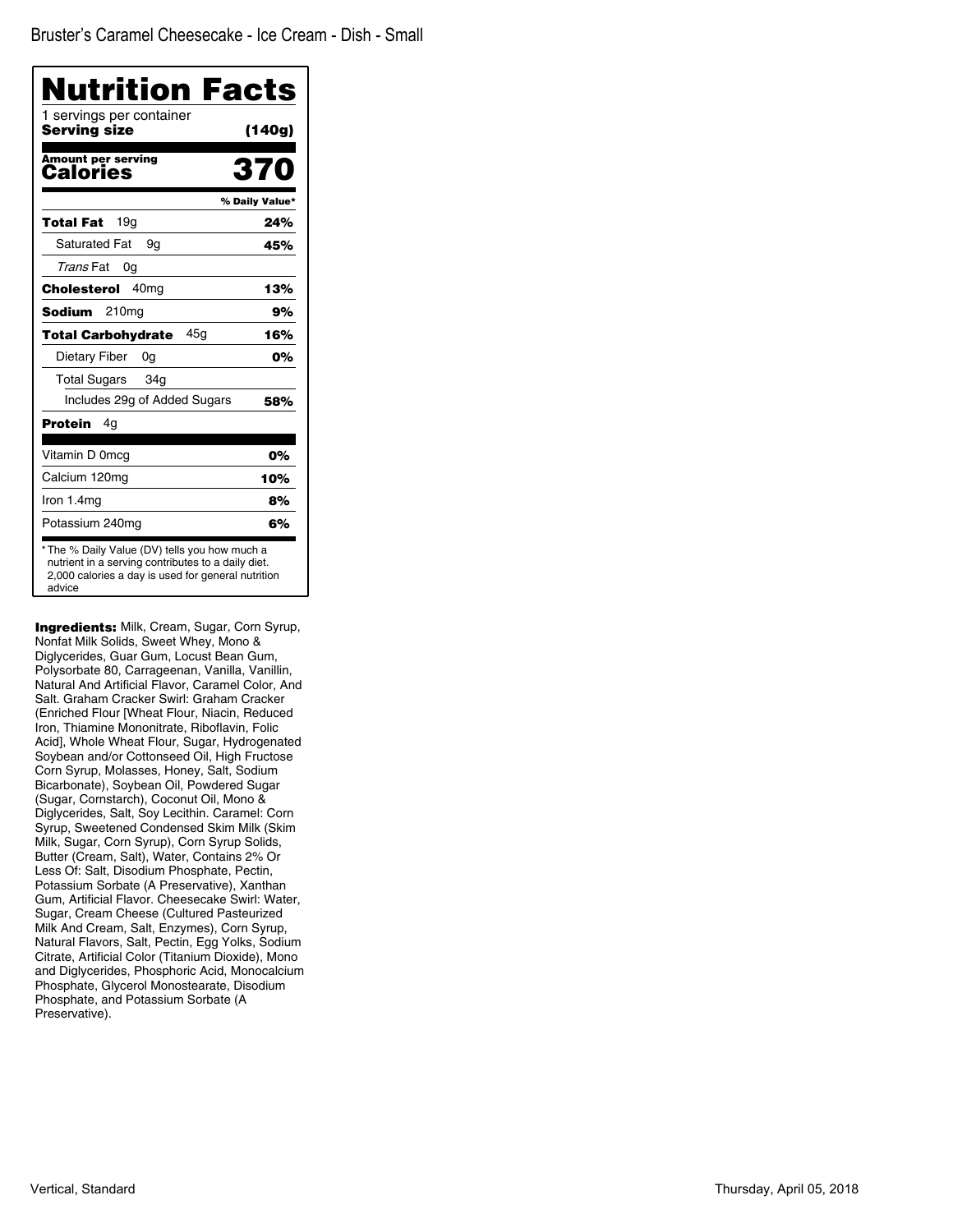Bruster's Caramel Cheesecake - Ice Cream - Dish - Small

# Nutrition Facts

1 servings per container
**Serving size** **(140g)**

**Amount per serving**
**Calories** **370**

| | % Daily Value* |
|---|---|
| **Total Fat** 19g | **24%** |
| Saturated Fat 9g | **45%** |
| *Trans* Fat 0g | |
| **Cholesterol** 40mg | **13%** |
| **Sodium** 210mg | **9%** |
| **Total Carbohydrate** 45g | **16%** |
| Dietary Fiber 0g | **0%** |
| Total Sugars 34g | |
| Includes 29g of Added Sugars | **58%** |
| **Protein** 4g | |
| Vitamin D 0mcg | 0% |
| Calcium 120mg | 10% |
| Iron 1.4mg | 8% |
| Potassium 240mg | 6% |

* The % Daily Value (DV) tells you how much a nutrient in a serving contributes to a daily diet. 2,000 calories a day is used for general nutrition advice

**Ingredients:** Milk, Cream, Sugar, Corn Syrup, Nonfat Milk Solids, Sweet Whey, Mono & Diglycerides, Guar Gum, Locust Bean Gum, Polysorbate 80, Carrageenan, Vanilla, Vanillin, Natural And Artificial Flavor, Caramel Color, And Salt. Graham Cracker Swirl: Graham Cracker (Enriched Flour [Wheat Flour, Niacin, Reduced Iron, Thiamine Mononitrate, Riboflavin, Folic Acid], Whole Wheat Flour, Sugar, Hydrogenated Soybean and/or Cottonseed Oil, High Fructose Corn Syrup, Molasses, Honey, Salt, Sodium Bicarbonate), Soybean Oil, Powdered Sugar (Sugar, Cornstarch), Coconut Oil, Mono & Diglycerides, Salt, Soy Lecithin. Caramel: Corn Syrup, Sweetened Condensed Skim Milk (Skim Milk, Sugar, Corn Syrup), Corn Syrup Solids, Butter (Cream, Salt), Water, Contains 2% Or Less Of: Salt, Disodium Phosphate, Pectin, Potassium Sorbate (A Preservative), Xanthan Gum, Artificial Flavor. Cheesecake Swirl: Water, Sugar, Cream Cheese (Cultured Pasteurized Milk And Cream, Salt, Enzymes), Corn Syrup, Natural Flavors, Salt, Pectin, Egg Yolks, Sodium Citrate, Artificial Color (Titanium Dioxide), Mono and Diglycerides, Phosphoric Acid, Monocalcium Phosphate, Glycerol Monostearate, Disodium Phosphate, and Potassium Sorbate (A Preservative).

Vertical, Standard

Thursday, April 05, 2018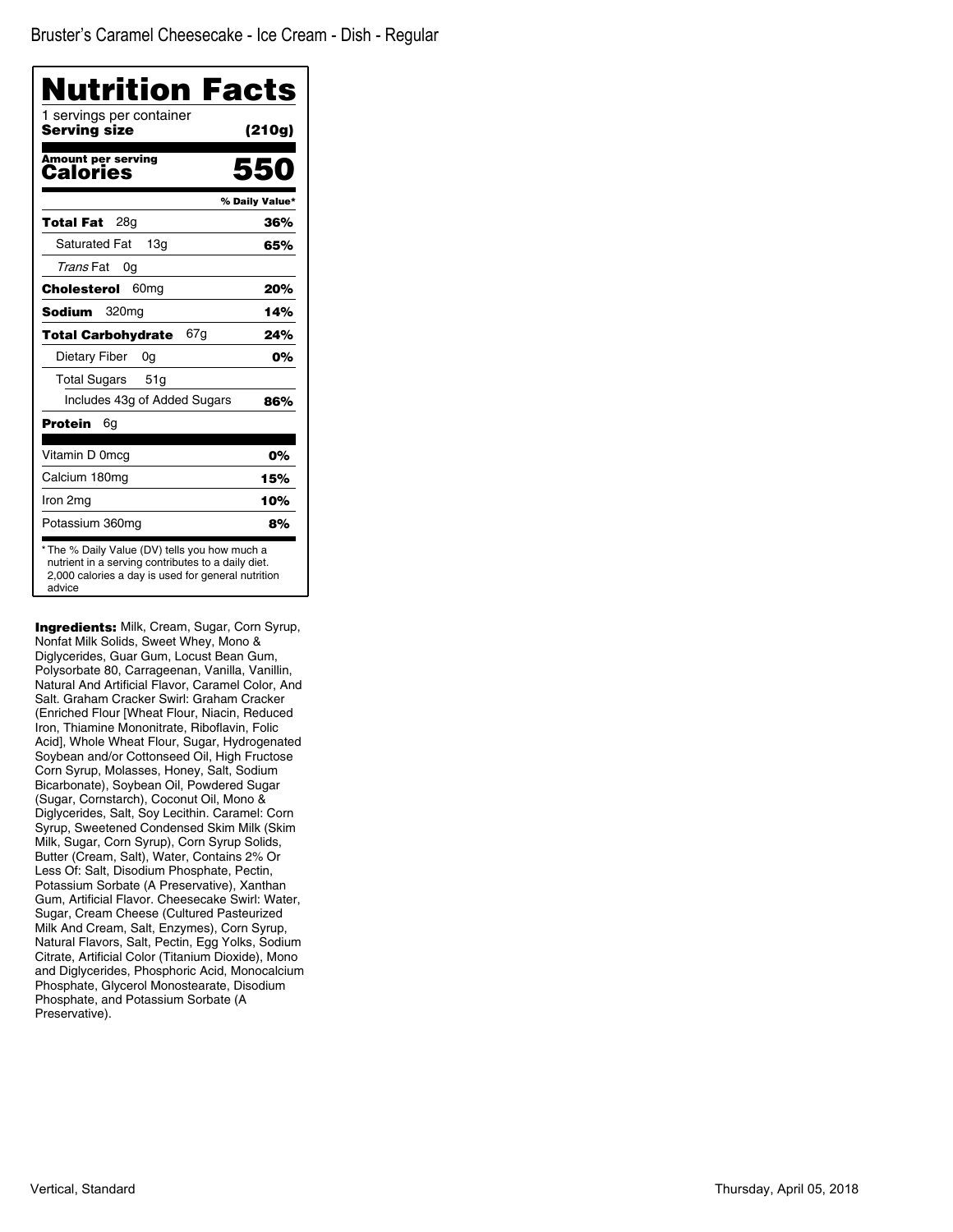Bruster's Caramel Cheesecake - Ice Cream - Dish - Regular

# Nutrition Facts

1 servings per container
**Serving size** **(210g)**

**Amount per serving**
**Calories** **550**

| | % Daily Value* |
|---|---|
| **Total Fat** 28g | **36%** |
| Saturated Fat 13g | **65%** |
| *Trans* Fat 0g | |
| **Cholesterol** 60mg | **20%** |
| **Sodium** 320mg | **14%** |
| **Total Carbohydrate** 67g | **24%** |
| Dietary Fiber 0g | **0%** |
| Total Sugars 51g | |
| Includes 43g of Added Sugars | **86%** |
| **Protein** 6g | |
| Vitamin D 0mcg | **0%** |
| Calcium 180mg | **15%** |
| Iron 2mg | **10%** |
| Potassium 360mg | **8%** |

* The % Daily Value (DV) tells you how much a nutrient in a serving contributes to a daily diet. 2,000 calories a day is used for general nutrition advice

**Ingredients:** Milk, Cream, Sugar, Corn Syrup, Nonfat Milk Solids, Sweet Whey, Mono & Diglycerides, Guar Gum, Locust Bean Gum, Polysorbate 80, Carrageenan, Vanilla, Vanillin, Natural And Artificial Flavor, Caramel Color, And Salt. Graham Cracker Swirl: Graham Cracker (Enriched Flour [Wheat Flour, Niacin, Reduced Iron, Thiamine Mononitrate, Riboflavin, Folic Acid], Whole Wheat Flour, Sugar, Hydrogenated Soybean and/or Cottonseed Oil, High Fructose Corn Syrup, Molasses, Honey, Salt, Sodium Bicarbonate), Soybean Oil, Powdered Sugar (Sugar, Cornstarch), Coconut Oil, Mono & Diglycerides, Salt, Soy Lecithin. Caramel: Corn Syrup, Sweetened Condensed Skim Milk (Skim Milk, Sugar, Corn Syrup), Corn Syrup Solids, Butter (Cream, Salt), Water, Contains 2% Or Less Of: Salt, Disodium Phosphate, Pectin, Potassium Sorbate (A Preservative), Xanthan Gum, Artificial Flavor. Cheesecake Swirl: Water, Sugar, Cream Cheese (Cultured Pasteurized Milk And Cream, Salt, Enzymes), Corn Syrup, Natural Flavors, Salt, Pectin, Egg Yolks, Sodium Citrate, Artificial Color (Titanium Dioxide), Mono and Diglycerides, Phosphoric Acid, Monocalcium Phosphate, Glycerol Monostearate, Disodium Phosphate, and Potassium Sorbate (A Preservative).

Vertical, Standard

Thursday, April 05, 2018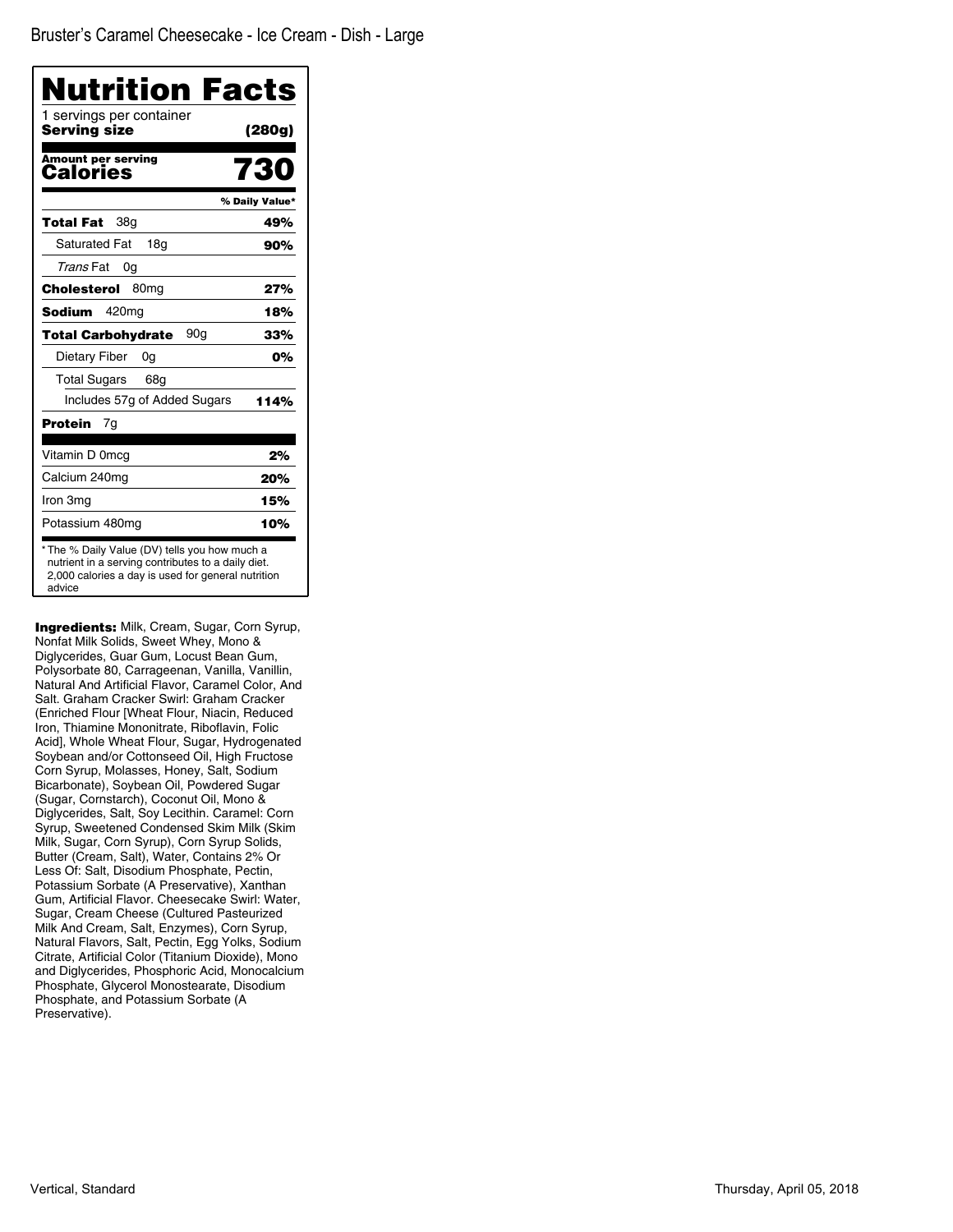Bruster's Caramel Cheesecake - Ice Cream - Dish - Large

# Nutrition Facts

1 servings per container
**Serving size** **(280g)**

**Amount per serving**
**Calories** **730**

| | % Daily Value* |
|---|---|
| **Total Fat** 38g | **49%** |
| Saturated Fat 18g | **90%** |
| *Trans* Fat 0g | |
| **Cholesterol** 80mg | **27%** |
| **Sodium** 420mg | **18%** |
| **Total Carbohydrate** 90g | **33%** |
| Dietary Fiber 0g | **0%** |
| Total Sugars 68g | |
| Includes 57g of Added Sugars | **114%** |
| **Protein** 7g | |
| Vitamin D 0mcg | **2%** |
| Calcium 240mg | **20%** |
| Iron 3mg | **15%** |
| Potassium 480mg | **10%** |

* The % Daily Value (DV) tells you how much a nutrient in a serving contributes to a daily diet. 2,000 calories a day is used for general nutrition advice

**Ingredients:** Milk, Cream, Sugar, Corn Syrup, Nonfat Milk Solids, Sweet Whey, Mono & Diglycerides, Guar Gum, Locust Bean Gum, Polysorbate 80, Carrageenan, Vanilla, Vanillin, Natural And Artificial Flavor, Caramel Color, And Salt. Graham Cracker Swirl: Graham Cracker (Enriched Flour [Wheat Flour, Niacin, Reduced Iron, Thiamine Mononitrate, Riboflavin, Folic Acid], Whole Wheat Flour, Sugar, Hydrogenated Soybean and/or Cottonseed Oil, High Fructose Corn Syrup, Molasses, Honey, Salt, Sodium Bicarbonate), Soybean Oil, Powdered Sugar (Sugar, Cornstarch), Coconut Oil, Mono & Diglycerides, Salt, Soy Lecithin. Caramel: Corn Syrup, Sweetened Condensed Skim Milk (Skim Milk, Sugar, Corn Syrup), Corn Syrup Solids, Butter (Cream, Salt), Water, Contains 2% Or Less Of: Salt, Disodium Phosphate, Pectin, Potassium Sorbate (A Preservative), Xanthan Gum, Artificial Flavor. Cheesecake Swirl: Water, Sugar, Cream Cheese (Cultured Pasteurized Milk And Cream, Salt, Enzymes), Corn Syrup, Natural Flavors, Salt, Pectin, Egg Yolks, Sodium Citrate, Artificial Color (Titanium Dioxide), Mono and Diglycerides, Phosphoric Acid, Monocalcium Phosphate, Glycerol Monostearate, Disodium Phosphate, and Potassium Sorbate (A Preservative).

Vertical, Standard Thursday, April 05, 2018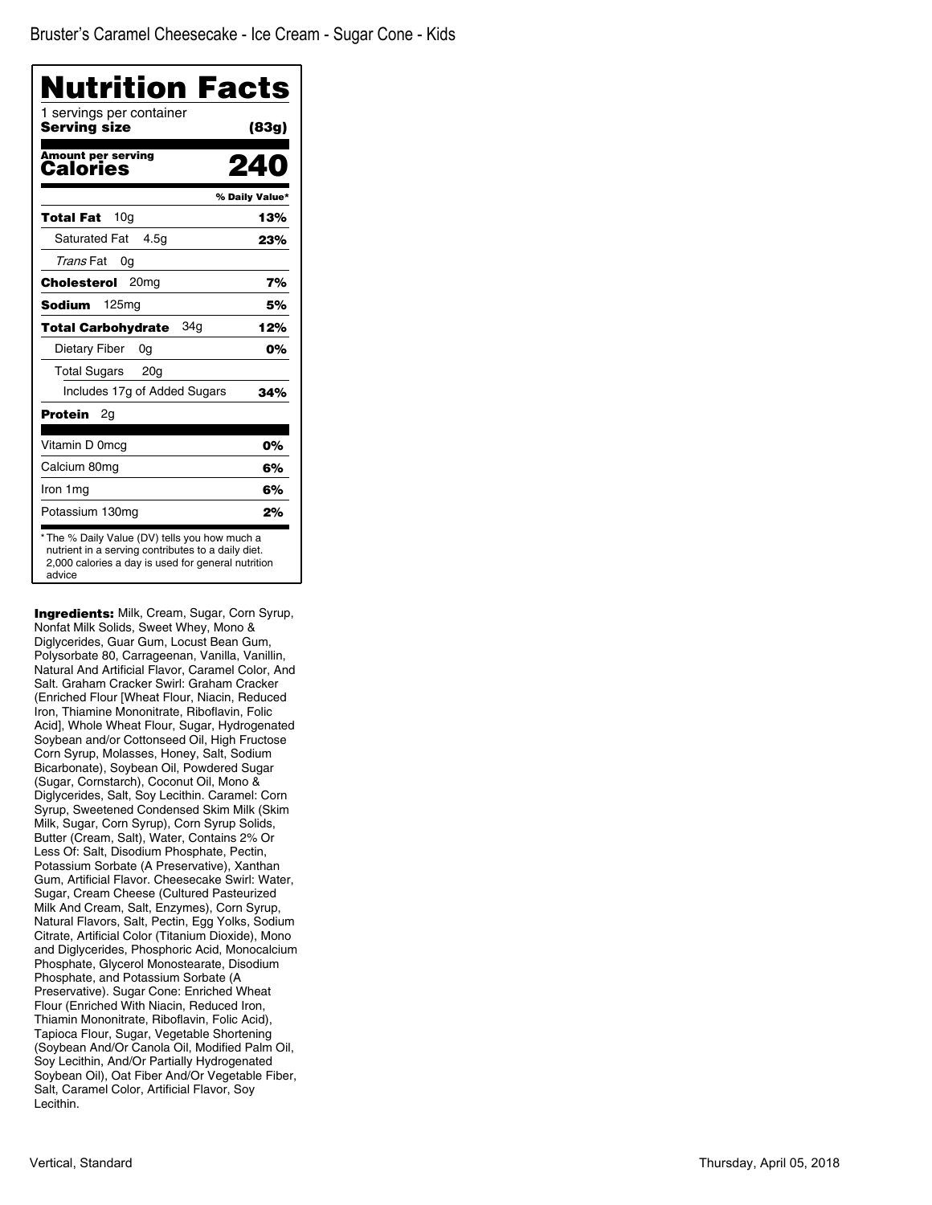Bruster's Caramel Cheesecake - Ice Cream - Sugar Cone - Kids

# Nutrition Facts

1 servings per container

**Serving size** **(83g)**

**Amount per serving**

**Calories** **240**

| | % Daily Value* |
|---|---|
| **Total Fat** 10g | **13%** |
| Saturated Fat 4.5g | **23%** |
| *Trans* Fat 0g | |
| **Cholesterol** 20mg | **7%** |
| **Sodium** 125mg | **5%** |
| **Total Carbohydrate** 34g | **12%** |
| Dietary Fiber 0g | **0%** |
| Total Sugars 20g | |
| Includes 17g of Added Sugars | **34%** |
| **Protein** 2g | |
| Vitamin D 0mcg | **0%** |
| Calcium 80mg | **6%** |
| Iron 1mg | **6%** |
| Potassium 130mg | **2%** |

* The % Daily Value (DV) tells you how much a nutrient in a serving contributes to a daily diet. 2,000 calories a day is used for general nutrition advice

**Ingredients:** Milk, Cream, Sugar, Corn Syrup, Nonfat Milk Solids, Sweet Whey, Mono & Diglycerides, Guar Gum, Locust Bean Gum, Polysorbate 80, Carrageenan, Vanilla, Vanillin, Natural And Artificial Flavor, Caramel Color, And Salt. Graham Cracker Swirl: Graham Cracker (Enriched Flour [Wheat Flour, Niacin, Reduced Iron, Thiamine Mononitrate, Riboflavin, Folic Acid], Whole Wheat Flour, Sugar, Hydrogenated Soybean and/or Cottonseed Oil, High Fructose Corn Syrup, Molasses, Honey, Salt, Sodium Bicarbonate), Soybean Oil, Powdered Sugar (Sugar, Cornstarch), Coconut Oil, Mono & Diglycerides, Salt, Soy Lecithin. Caramel: Corn Syrup, Sweetened Condensed Skim Milk (Skim Milk, Sugar, Corn Syrup), Corn Syrup Solids, Butter (Cream, Salt), Water, Contains 2% Or Less Of: Salt, Disodium Phosphate, Pectin, Potassium Sorbate (A Preservative), Xanthan Gum, Artificial Flavor. Cheesecake Swirl: Water, Sugar, Cream Cheese (Cultured Pasteurized Milk And Cream, Salt, Enzymes), Corn Syrup, Natural Flavors, Salt, Pectin, Egg Yolks, Sodium Citrate, Artificial Color (Titanium Dioxide), Mono and Diglycerides, Phosphoric Acid, Monocalcium Phosphate, Glycerol Monostearate, Disodium Phosphate, and Potassium Sorbate (A Preservative). Sugar Cone: Enriched Wheat Flour (Enriched With Niacin, Reduced Iron, Thiamin Mononitrate, Riboflavin, Folic Acid), Tapioca Flour, Sugar, Vegetable Shortening (Soybean And/Or Canola Oil, Modified Palm Oil, Soy Lecithin, And/Or Partially Hydrogenated Soybean Oil), Oat Fiber And/Or Vegetable Fiber, Salt, Caramel Color, Artificial Flavor, Soy Lecithin.

Vertical, Standard

Thursday, April 05, 2018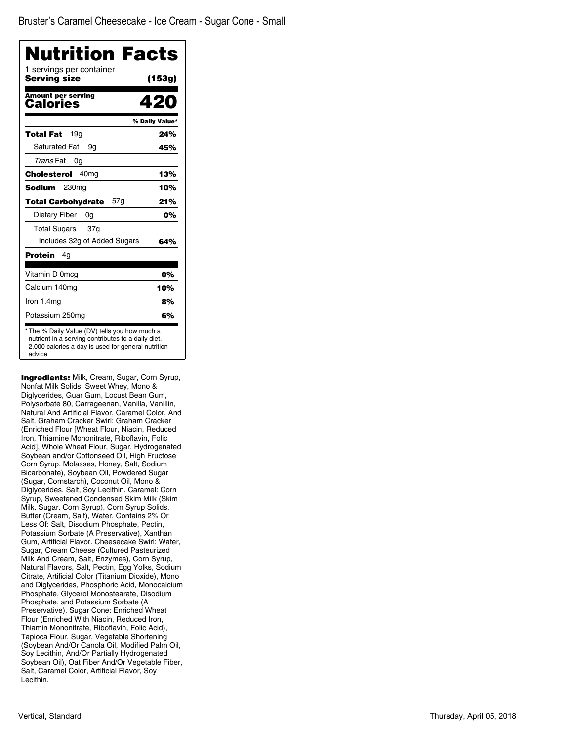Bruster's Caramel Cheesecake - Ice Cream - Sugar Cone - Small

# Nutrition Facts

1 servings per container

**Serving size** **(153g)**

**Amount per serving**
**Calories** **420**

| | % Daily Value* |
|---|---|
| **Total Fat** 19g | **24%** |
| Saturated Fat 9g | **45%** |
| *Trans* Fat 0g | |
| **Cholesterol** 40mg | **13%** |
| **Sodium** 230mg | **10%** |
| **Total Carbohydrate** 57g | **21%** |
| Dietary Fiber 0g | **0%** |
| Total Sugars 37g | |
| Includes 32g of Added Sugars | **64%** |
| **Protein** 4g | |
| Vitamin D 0mcg | 0% |
| Calcium 140mg | 10% |
| Iron 1.4mg | 8% |
| Potassium 250mg | 6% |

* The % Daily Value (DV) tells you how much a nutrient in a serving contributes to a daily diet. 2,000 calories a day is used for general nutrition advice

**Ingredients:** Milk, Cream, Sugar, Corn Syrup, Nonfat Milk Solids, Sweet Whey, Mono & Diglycerides, Guar Gum, Locust Bean Gum, Polysorbate 80, Carrageenan, Vanilla, Vanillin, Natural And Artificial Flavor, Caramel Color, And Salt. Graham Cracker Swirl: Graham Cracker (Enriched Flour [Wheat Flour, Niacin, Reduced Iron, Thiamine Mononitrate, Riboflavin, Folic Acid], Whole Wheat Flour, Sugar, Hydrogenated Soybean and/or Cottonseed Oil, High Fructose Corn Syrup, Molasses, Honey, Salt, Sodium Bicarbonate), Soybean Oil, Powdered Sugar (Sugar, Cornstarch), Coconut Oil, Mono & Diglycerides, Salt, Soy Lecithin. Caramel: Corn Syrup, Sweetened Condensed Skim Milk (Skim Milk, Sugar, Corn Syrup), Corn Syrup Solids, Butter (Cream, Salt), Water, Contains 2% Or Less Of: Salt, Disodium Phosphate, Pectin, Potassium Sorbate (A Preservative), Xanthan Gum, Artificial Flavor. Cheesecake Swirl: Water, Sugar, Cream Cheese (Cultured Pasteurized Milk And Cream, Salt, Enzymes), Corn Syrup, Natural Flavors, Salt, Pectin, Egg Yolks, Sodium Citrate, Artificial Color (Titanium Dioxide), Mono and Diglycerides, Phosphoric Acid, Monocalcium Phosphate, Glycerol Monostearate, Disodium Phosphate, and Potassium Sorbate (A Preservative). Sugar Cone: Enriched Wheat Flour (Enriched With Niacin, Reduced Iron, Thiamin Mononitrate, Riboflavin, Folic Acid), Tapioca Flour, Sugar, Vegetable Shortening (Soybean And/Or Canola Oil, Modified Palm Oil, Soy Lecithin, And/Or Partially Hydrogenated Soybean Oil), Oat Fiber And/Or Vegetable Fiber, Salt, Caramel Color, Artificial Flavor, Soy Lecithin.

Vertical, Standard

Thursday, April 05, 2018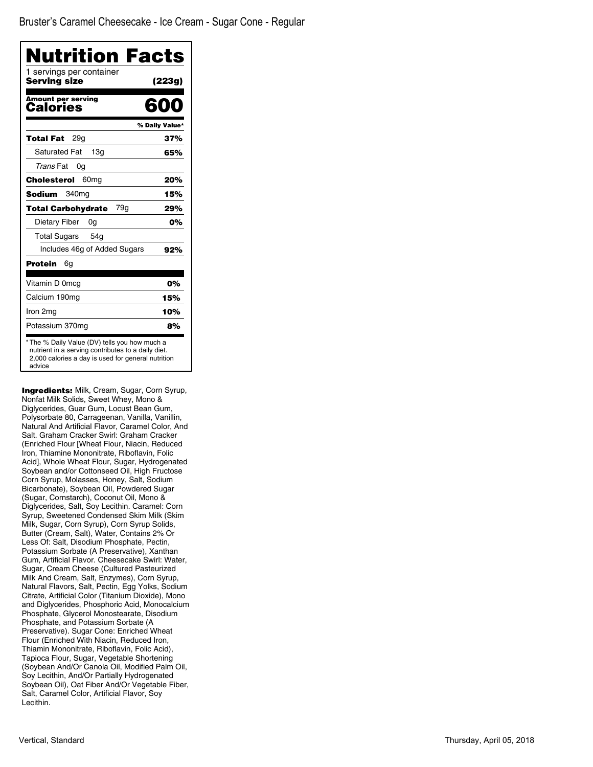Bruster's Caramel Cheesecake - Ice Cream - Sugar Cone - Regular

# Nutrition Facts

1 servings per container

**Serving size** **(223g)**

**Amount per serving**

**Calories** **600**

| | % Daily Value* |
|---|---|
| **Total Fat** 29g | **37%** |
| Saturated Fat 13g | **65%** |
| *Trans* Fat 0g | |
| **Cholesterol** 60mg | **20%** |
| **Sodium** 340mg | **15%** |
| **Total Carbohydrate** 79g | **29%** |
| Dietary Fiber 0g | **0%** |
| Total Sugars 54g | |
| Includes 46g of Added Sugars | **92%** |
| **Protein** 6g | |
| Vitamin D 0mcg | **0%** |
| Calcium 190mg | **15%** |
| Iron 2mg | **10%** |
| Potassium 370mg | **8%** |

* The % Daily Value (DV) tells you how much a nutrient in a serving contributes to a daily diet. 2,000 calories a day is used for general nutrition advice

**Ingredients:** Milk, Cream, Sugar, Corn Syrup, Nonfat Milk Solids, Sweet Whey, Mono & Diglycerides, Guar Gum, Locust Bean Gum, Polysorbate 80, Carrageenan, Vanilla, Vanillin, Natural And Artificial Flavor, Caramel Color, And Salt. Graham Cracker Swirl: Graham Cracker (Enriched Flour [Wheat Flour, Niacin, Reduced Iron, Thiamine Mononitrate, Riboflavin, Folic Acid], Whole Wheat Flour, Sugar, Hydrogenated Soybean and/or Cottonseed Oil, High Fructose Corn Syrup, Molasses, Honey, Salt, Sodium Bicarbonate), Soybean Oil, Powdered Sugar (Sugar, Cornstarch), Coconut Oil, Mono & Diglycerides, Salt, Soy Lecithin. Caramel: Corn Syrup, Sweetened Condensed Skim Milk (Skim Milk, Sugar, Corn Syrup), Corn Syrup Solids, Butter (Cream, Salt), Water, Contains 2% Or Less Of: Salt, Disodium Phosphate, Pectin, Potassium Sorbate (A Preservative), Xanthan Gum, Artificial Flavor. Cheesecake Swirl: Water, Sugar, Cream Cheese (Cultured Pasteurized Milk And Cream, Salt, Enzymes), Corn Syrup, Natural Flavors, Salt, Pectin, Egg Yolks, Sodium Citrate, Artificial Color (Titanium Dioxide), Mono and Diglycerides, Phosphoric Acid, Monocalcium Phosphate, Glycerol Monostearate, Disodium Phosphate, and Potassium Sorbate (A Preservative). Sugar Cone: Enriched Wheat Flour (Enriched With Niacin, Reduced Iron, Thiamin Mononitrate, Riboflavin, Folic Acid), Tapioca Flour, Sugar, Vegetable Shortening (Soybean And/Or Canola Oil, Modified Palm Oil, Soy Lecithin, And/Or Partially Hydrogenated Soybean Oil), Oat Fiber And/Or Vegetable Fiber, Salt, Caramel Color, Artificial Flavor, Soy Lecithin.

Vertical, Standard

Thursday, April 05, 2018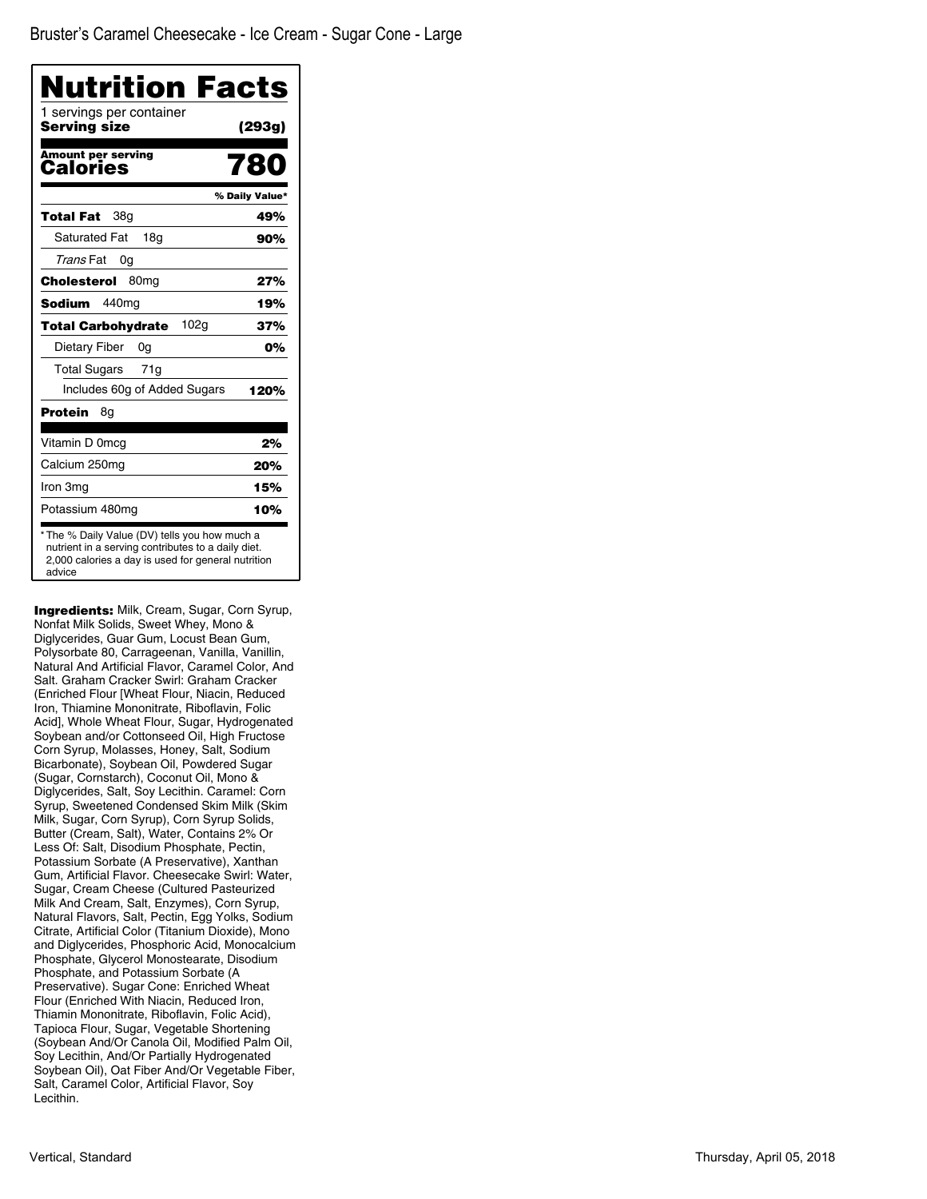Bruster's Caramel Cheesecake - Ice Cream - Sugar Cone - Large

# Nutrition Facts

1 servings per container
**Serving size** **(293g)**

**Amount per serving**
**Calories** **780**

| | % Daily Value* |
|---|---|
| **Total Fat** 38g | **49%** |
| Saturated Fat 18g | **90%** |
| *Trans* Fat 0g | |
| **Cholesterol** 80mg | **27%** |
| **Sodium** 440mg | **19%** |
| **Total Carbohydrate** 102g | **37%** |
| Dietary Fiber 0g | **0%** |
| Total Sugars 71g | |
| Includes 60g of Added Sugars | **120%** |
| **Protein** 8g | |
| Vitamin D 0mcg | **2%** |
| Calcium 250mg | **20%** |
| Iron 3mg | **15%** |
| Potassium 480mg | **10%** |

* The % Daily Value (DV) tells you how much a nutrient in a serving contributes to a daily diet. 2,000 calories a day is used for general nutrition advice

**Ingredients:** Milk, Cream, Sugar, Corn Syrup, Nonfat Milk Solids, Sweet Whey, Mono & Diglycerides, Guar Gum, Locust Bean Gum, Polysorbate 80, Carrageenan, Vanilla, Vanillin, Natural And Artificial Flavor, Caramel Color, And Salt. Graham Cracker Swirl: Graham Cracker (Enriched Flour [Wheat Flour, Niacin, Reduced Iron, Thiamine Mononitrate, Riboflavin, Folic Acid], Whole Wheat Flour, Sugar, Hydrogenated Soybean and/or Cottonseed Oil, High Fructose Corn Syrup, Molasses, Honey, Salt, Sodium Bicarbonate), Soybean Oil, Powdered Sugar (Sugar, Cornstarch), Coconut Oil, Mono & Diglycerides, Salt, Soy Lecithin. Caramel: Corn Syrup, Sweetened Condensed Skim Milk (Skim Milk, Sugar, Corn Syrup), Corn Syrup Solids, Butter (Cream, Salt), Water, Contains 2% Or Less Of: Salt, Disodium Phosphate, Pectin, Potassium Sorbate (A Preservative), Xanthan Gum, Artificial Flavor. Cheesecake Swirl: Water, Sugar, Cream Cheese (Cultured Pasteurized Milk And Cream, Salt, Enzymes), Corn Syrup, Natural Flavors, Salt, Pectin, Egg Yolks, Sodium Citrate, Artificial Color (Titanium Dioxide), Mono and Diglycerides, Phosphoric Acid, Monocalcium Phosphate, Glycerol Monostearate, Disodium Phosphate, and Potassium Sorbate (A Preservative). Sugar Cone: Enriched Wheat Flour (Enriched With Niacin, Reduced Iron, Thiamin Mononitrate, Riboflavin, Folic Acid), Tapioca Flour, Sugar, Vegetable Shortening (Soybean And/Or Canola Oil, Modified Palm Oil, Soy Lecithin, And/Or Partially Hydrogenated Soybean Oil), Oat Fiber And/Or Vegetable Fiber, Salt, Caramel Color, Artificial Flavor, Soy Lecithin.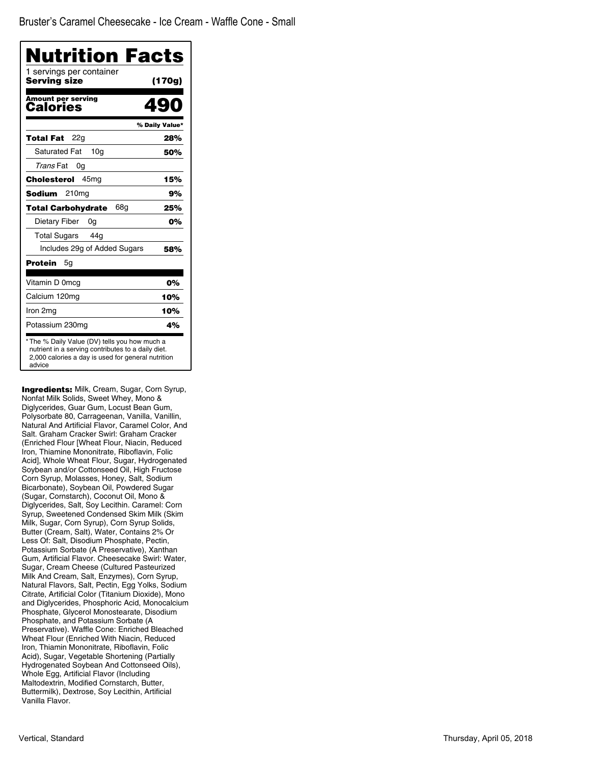Bruster's Caramel Cheesecake - Ice Cream - Waffle Cone - Small

# Nutrition Facts

1 servings per container
**Serving size** **(170g)**

**Amount per serving**
**Calories** **490**

| | % Daily Value* |
|---|---|
| **Total Fat** 22g | **28%** |
| Saturated Fat 10g | **50%** |
| *Trans* Fat 0g | |
| **Cholesterol** 45mg | **15%** |
| **Sodium** 210mg | **9%** |
| **Total Carbohydrate** 68g | **25%** |
| Dietary Fiber 0g | **0%** |
| Total Sugars 44g | |
| Includes 29g of Added Sugars | **58%** |
| **Protein** 5g | |
| Vitamin D 0mcg | **0%** |
| Calcium 120mg | **10%** |
| Iron 2mg | **10%** |
| Potassium 230mg | **4%** |

* The % Daily Value (DV) tells you how much a nutrient in a serving contributes to a daily diet. 2,000 calories a day is used for general nutrition advice

**Ingredients:** Milk, Cream, Sugar, Corn Syrup, Nonfat Milk Solids, Sweet Whey, Mono & Diglycerides, Guar Gum, Locust Bean Gum, Polysorbate 80, Carrageenan, Vanilla, Vanillin, Natural And Artificial Flavor, Caramel Color, And Salt. Graham Cracker Swirl: Graham Cracker (Enriched Flour [Wheat Flour, Niacin, Reduced Iron, Thiamine Mononitrate, Riboflavin, Folic Acid], Whole Wheat Flour, Sugar, Hydrogenated Soybean and/or Cottonseed Oil, High Fructose Corn Syrup, Molasses, Honey, Salt, Sodium Bicarbonate), Soybean Oil, Powdered Sugar (Sugar, Cornstarch), Coconut Oil, Mono & Diglycerides, Salt, Soy Lecithin. Caramel: Corn Syrup, Sweetened Condensed Skim Milk (Skim Milk, Sugar, Corn Syrup), Corn Syrup Solids, Butter (Cream, Salt), Water, Contains 2% Or Less Of: Salt, Disodium Phosphate, Pectin, Potassium Sorbate (A Preservative), Xanthan Gum, Artificial Flavor. Cheesecake Swirl: Water, Sugar, Cream Cheese (Cultured Pasteurized Milk And Cream, Salt, Enzymes), Corn Syrup, Natural Flavors, Salt, Pectin, Egg Yolks, Sodium Citrate, Artificial Color (Titanium Dioxide), Mono and Diglycerides, Phosphoric Acid, Monocalcium Phosphate, Glycerol Monostearate, Disodium Phosphate, and Potassium Sorbate (A Preservative). Waffle Cone: Enriched Bleached Wheat Flour (Enriched With Niacin, Reduced Iron, Thiamin Mononitrate, Riboflavin, Folic Acid), Sugar, Vegetable Shortening (Partially Hydrogenated Soybean And Cottonseed Oils), Whole Egg, Artificial Flavor (Including Maltodextrin, Modified Cornstarch, Butter, Buttermilk), Dextrose, Soy Lecithin, Artificial Vanilla Flavor.

Vertical, Standard

Thursday, April 05, 2018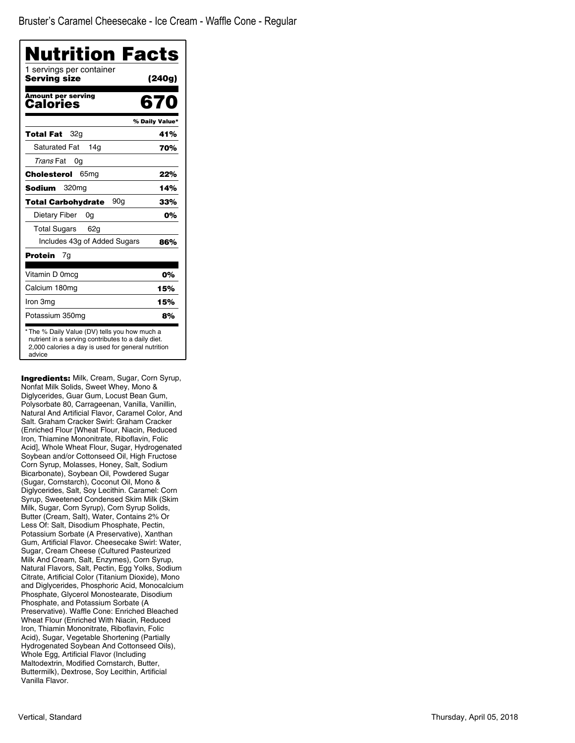Bruster's Caramel Cheesecake - Ice Cream - Waffle Cone - Regular

# Nutrition Facts

1 servings per container

**Serving size** **(240g)**

**Amount per serving**

**Calories** **670**

| | % Daily Value* |
|---|---|
| **Total Fat** 32g | **41%** |
| Saturated Fat 14g | **70%** |
| *Trans* Fat 0g | |
| **Cholesterol** 65mg | **22%** |
| **Sodium** 320mg | **14%** |
| **Total Carbohydrate** 90g | **33%** |
| Dietary Fiber 0g | **0%** |
| Total Sugars 62g | |
| Includes 43g of Added Sugars | **86%** |
| **Protein** 7g | |
| Vitamin D 0mcg | **0%** |
| Calcium 180mg | **15%** |
| Iron 3mg | **15%** |
| Potassium 350mg | **8%** |

* The % Daily Value (DV) tells you how much a nutrient in a serving contributes to a daily diet. 2,000 calories a day is used for general nutrition advice

**Ingredients:** Milk, Cream, Sugar, Corn Syrup, Nonfat Milk Solids, Sweet Whey, Mono & Diglycerides, Guar Gum, Locust Bean Gum, Polysorbate 80, Carrageenan, Vanilla, Vanillin, Natural And Artificial Flavor, Caramel Color, And Salt. Graham Cracker Swirl: Graham Cracker (Enriched Flour [Wheat Flour, Niacin, Reduced Iron, Thiamine Mononitrate, Riboflavin, Folic Acid], Whole Wheat Flour, Sugar, Hydrogenated Soybean and/or Cottonseed Oil, High Fructose Corn Syrup, Molasses, Honey, Salt, Sodium Bicarbonate), Soybean Oil, Powdered Sugar (Sugar, Cornstarch), Coconut Oil, Mono & Diglycerides, Salt, Soy Lecithin. Caramel: Corn Syrup, Sweetened Condensed Skim Milk (Skim Milk, Sugar, Corn Syrup), Corn Syrup Solids, Butter (Cream, Salt), Water, Contains 2% Or Less Of: Salt, Disodium Phosphate, Pectin, Potassium Sorbate (A Preservative), Xanthan Gum, Artificial Flavor. Cheesecake Swirl: Water, Sugar, Cream Cheese (Cultured Pasteurized Milk And Cream, Salt, Enzymes), Corn Syrup, Natural Flavors, Salt, Pectin, Egg Yolks, Sodium Citrate, Artificial Color (Titanium Dioxide), Mono and Diglycerides, Phosphoric Acid, Monocalcium Phosphate, Glycerol Monostearate, Disodium Phosphate, and Potassium Sorbate (A Preservative). Waffle Cone: Enriched Bleached Wheat Flour (Enriched With Niacin, Reduced Iron, Thiamin Mononitrate, Riboflavin, Folic Acid), Sugar, Vegetable Shortening (Partially Hydrogenated Soybean And Cottonseed Oils), Whole Egg, Artificial Flavor (Including Maltodextrin, Modified Cornstarch, Butter, Buttermilk), Dextrose, Soy Lecithin, Artificial Vanilla Flavor.

Vertical, Standard

Thursday, April 05, 2018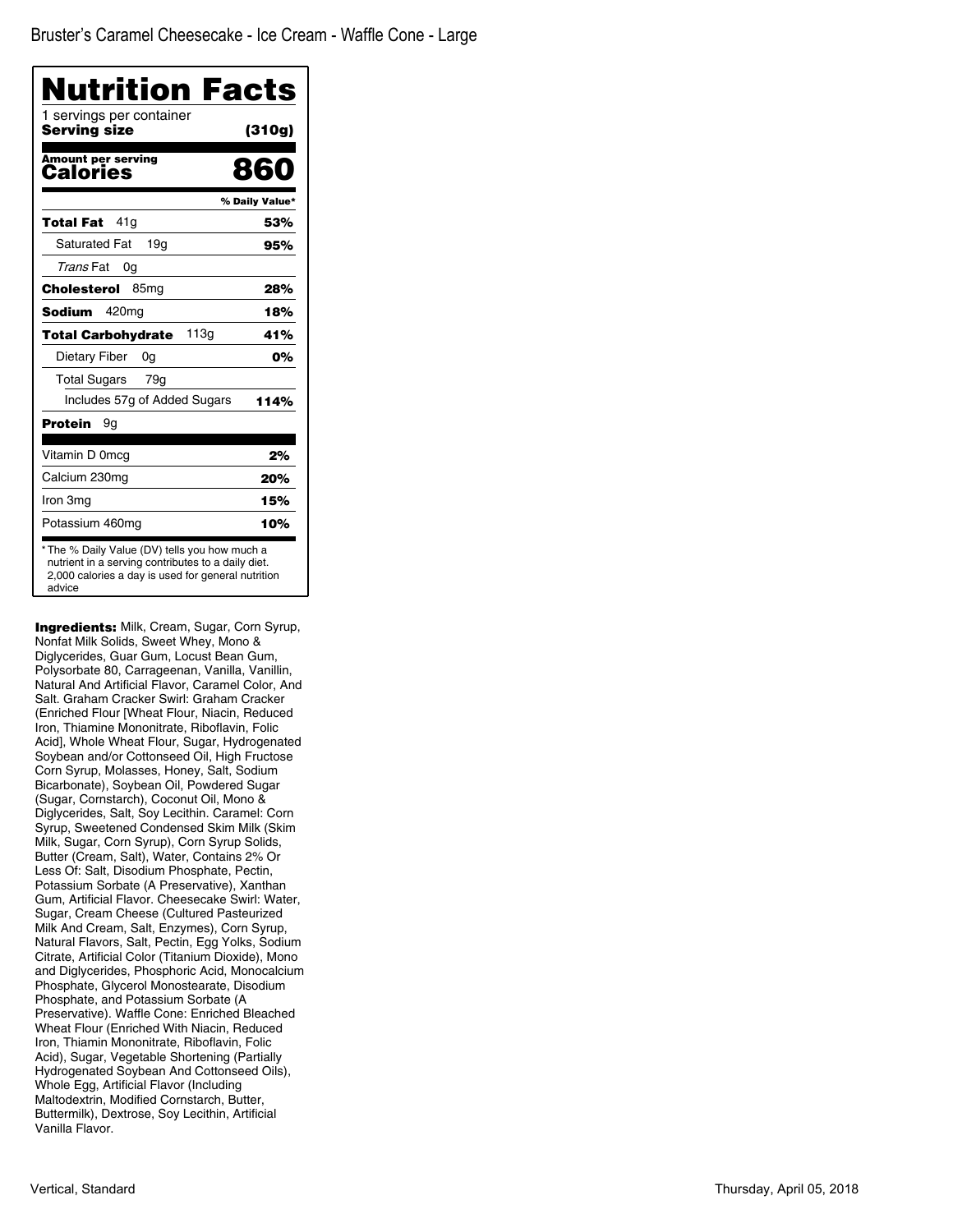Bruster's Caramel Cheesecake - Ice Cream - Waffle Cone - Large

# Nutrition Facts

1 servings per container
**Serving size** **(310g)**

**Amount per serving**
**Calories** **860**

| | % Daily Value* |
|---|---|
| **Total Fat** 41g | **53%** |
| Saturated Fat 19g | **95%** |
| *Trans* Fat 0g | |
| **Cholesterol** 85mg | **28%** |
| **Sodium** 420mg | **18%** |
| **Total Carbohydrate** 113g | **41%** |
| Dietary Fiber 0g | **0%** |
| Total Sugars 79g | |
| Includes 57g of Added Sugars | **114%** |
| **Protein** 9g | |
| Vitamin D 0mcg | **2%** |
| Calcium 230mg | **20%** |
| Iron 3mg | **15%** |
| Potassium 460mg | **10%** |

* The % Daily Value (DV) tells you how much a nutrient in a serving contributes to a daily diet. 2,000 calories a day is used for general nutrition advice

**Ingredients:** Milk, Cream, Sugar, Corn Syrup, Nonfat Milk Solids, Sweet Whey, Mono & Diglycerides, Guar Gum, Locust Bean Gum, Polysorbate 80, Carrageenan, Vanilla, Vanillin, Natural And Artificial Flavor, Caramel Color, And Salt. Graham Cracker Swirl: Graham Cracker (Enriched Flour [Wheat Flour, Niacin, Reduced Iron, Thiamine Mononitrate, Riboflavin, Folic Acid], Whole Wheat Flour, Sugar, Hydrogenated Soybean and/or Cottonseed Oil, High Fructose Corn Syrup, Molasses, Honey, Salt, Sodium Bicarbonate), Soybean Oil, Powdered Sugar (Sugar, Cornstarch), Coconut Oil, Mono & Diglycerides, Salt, Soy Lecithin. Caramel: Corn Syrup, Sweetened Condensed Skim Milk (Skim Milk, Sugar, Corn Syrup), Corn Syrup Solids, Butter (Cream, Salt), Water, Contains 2% Or Less Of: Salt, Disodium Phosphate, Pectin, Potassium Sorbate (A Preservative), Xanthan Gum, Artificial Flavor. Cheesecake Swirl: Water, Sugar, Cream Cheese (Cultured Pasteurized Milk And Cream, Salt, Enzymes), Corn Syrup, Natural Flavors, Salt, Pectin, Egg Yolks, Sodium Citrate, Artificial Color (Titanium Dioxide), Mono and Diglycerides, Phosphoric Acid, Monocalcium Phosphate, Glycerol Monostearate, Disodium Phosphate, and Potassium Sorbate (A Preservative). Waffle Cone: Enriched Bleached Wheat Flour (Enriched With Niacin, Reduced Iron, Thiamin Mononitrate, Riboflavin, Folic Acid), Sugar, Vegetable Shortening (Partially Hydrogenated Soybean And Cottonseed Oils), Whole Egg, Artificial Flavor (Including Maltodextrin, Modified Cornstarch, Butter, Buttermilk), Dextrose, Soy Lecithin, Artificial Vanilla Flavor.

Vertical, Standard

Thursday, April 05, 2018